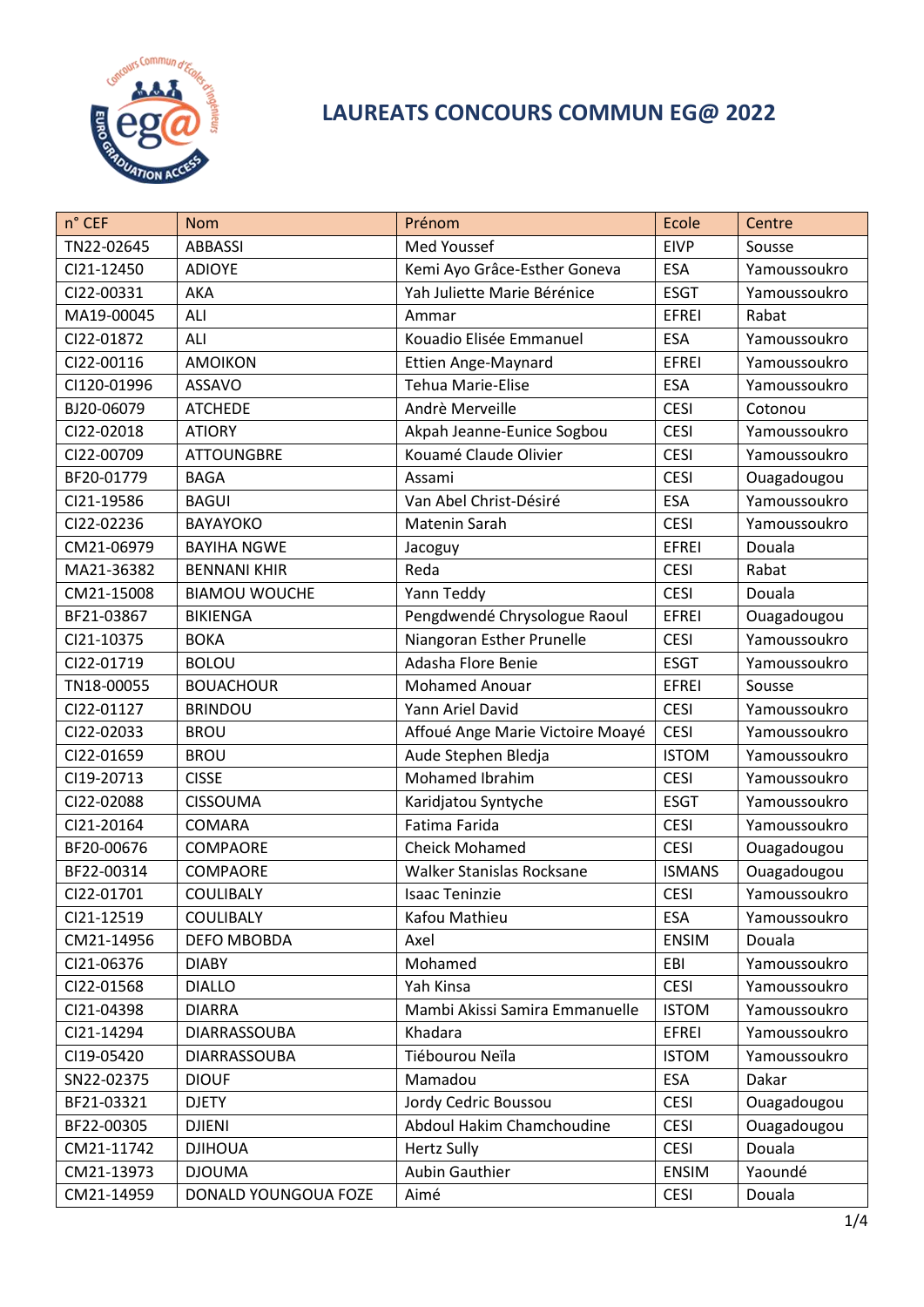# LAUREATS CONCOURS COMMUN EG@ 2022

| n° CEF | Nom | Prénom | Ecole | Centre |
|---|---|---|---|---|
| TN22-02645 | ABBASSI | Med Youssef | EIVP | Sousse |
| CI21-12450 | ADIOYE | Kemi Ayo Grâce-Esther Goneva | ESA | Yamoussoukro |
| CI22-00331 | AKA | Yah Juliette Marie Bérénice | ESGT | Yamoussoukro |
| MA19-00045 | ALI | Ammar | EFREI | Rabat |
| CI22-01872 | ALI | Kouadio Elisée Emmanuel | ESA | Yamoussoukro |
| CI22-00116 | AMOIKON | Ettien Ange-Maynard | EFREI | Yamoussoukro |
| CI120-01996 | ASSAVO | Tehua Marie-Elise | ESA | Yamoussoukro |
| BJ20-06079 | ATCHEDE | Andrè Merveille | CESI | Cotonou |
| CI22-02018 | ATIORY | Akpah Jeanne-Eunice Sogbou | CESI | Yamoussoukro |
| CI22-00709 | ATTOUNGBRE | Kouamé Claude Olivier | CESI | Yamoussoukro |
| BF20-01779 | BAGA | Assami | CESI | Ouagadougou |
| CI21-19586 | BAGUI | Van Abel Christ-Désiré | ESA | Yamoussoukro |
| CI22-02236 | BAYAYOKO | Matenin Sarah | CESI | Yamoussoukro |
| CM21-06979 | BAYIHA NGWE | Jacoguy | EFREI | Douala |
| MA21-36382 | BENNANI KHIR | Reda | CESI | Rabat |
| CM21-15008 | BIAMOU WOUCHE | Yann Teddy | CESI | Douala |
| BF21-03867 | BIKIENGA | Pengdwendé Chrysologue Raoul | EFREI | Ouagadougou |
| CI21-10375 | BOKA | Niangoran Esther Prunelle | CESI | Yamoussoukro |
| CI22-01719 | BOLOU | Adasha Flore Benie | ESGT | Yamoussoukro |
| TN18-00055 | BOUACHOUR | Mohamed Anouar | EFREI | Sousse |
| CI22-01127 | BRINDOU | Yann Ariel David | CESI | Yamoussoukro |
| CI22-02033 | BROU | Affoué Ange Marie Victoire Moayé | CESI | Yamoussoukro |
| CI22-01659 | BROU | Aude Stephen Bledja | ISTOM | Yamoussoukro |
| CI19-20713 | CISSE | Mohamed Ibrahim | CESI | Yamoussoukro |
| CI22-02088 | CISSOUMA | Karidjatou Syntyche | ESGT | Yamoussoukro |
| CI21-20164 | COMARA | Fatima Farida | CESI | Yamoussoukro |
| BF20-00676 | COMPAORE | Cheick Mohamed | CESI | Ouagadougou |
| BF22-00314 | COMPAORE | Walker Stanislas Rocksane | ISMANS | Ouagadougou |
| CI22-01701 | COULIBALY | Isaac Teninzie | CESI | Yamoussoukro |
| CI21-12519 | COULIBALY | Kafou Mathieu | ESA | Yamoussoukro |
| CM21-14956 | DEFO MBOBDA | Axel | ENSIM | Douala |
| CI21-06376 | DIABY | Mohamed | EBI | Yamoussoukro |
| CI22-01568 | DIALLO | Yah Kinsa | CESI | Yamoussoukro |
| CI21-04398 | DIARRA | Mambi Akissi Samira Emmanuelle | ISTOM | Yamoussoukro |
| CI21-14294 | DIARRASSOUBA | Khadara | EFREI | Yamoussoukro |
| CI19-05420 | DIARRASSOUBA | Tiébourou Neïla | ISTOM | Yamoussoukro |
| SN22-02375 | DIOUF | Mamadou | ESA | Dakar |
| BF21-03321 | DJETY | Jordy Cedric Boussou | CESI | Ouagadougou |
| BF22-00305 | DJIENI | Abdoul Hakim Chamchoudine | CESI | Ouagadougou |
| CM21-11742 | DJIHOUA | Hertz Sully | CESI | Douala |
| CM21-13973 | DJOUMA | Aubin Gauthier | ENSIM | Yaoundé |
| CM21-14959 | DONALD YOUNGOUA FOZE | Aimé | CESI | Douala |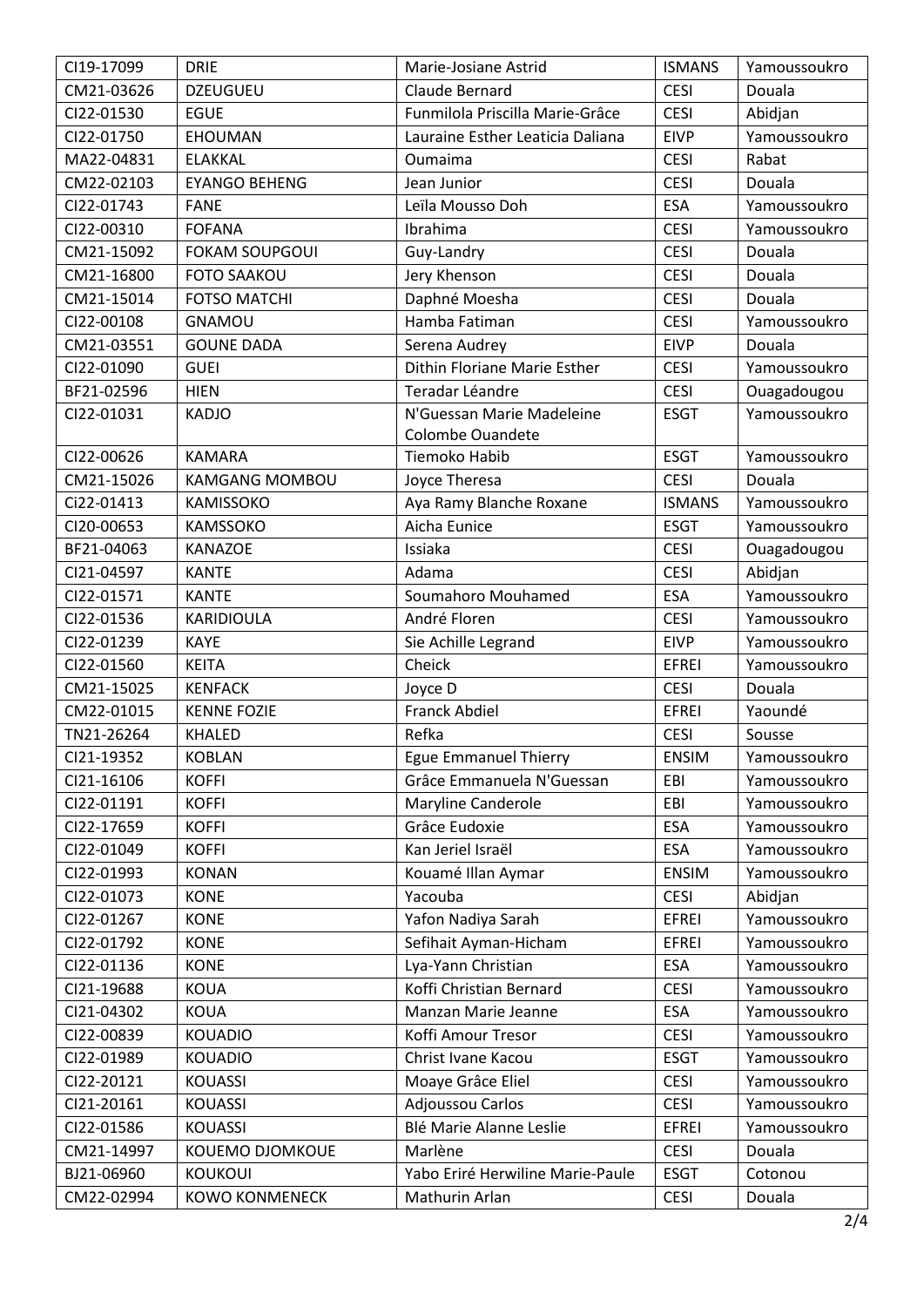| CI19-17099 | DRIE | Marie-Josiane Astrid | ISMANS | Yamoussoukro |
|---|---|---|---|---|
| CM21-03626 | DZEUGUEU | Claude Bernard | CESI | Douala |
| CI22-01530 | EGUE | Funmilola Priscilla Marie-Grâce | CESI | Abidjan |
| CI22-01750 | EHOUMAN | Lauraine Esther Leaticia Daliana | EIVP | Yamoussoukro |
| MA22-04831 | ELAKKAL | Oumaima | CESI | Rabat |
| CM22-02103 | EYANGO BEHENG | Jean Junior | CESI | Douala |
| CI22-01743 | FANE | Leïla Mousso Doh | ESA | Yamoussoukro |
| CI22-00310 | FOFANA | Ibrahima | CESI | Yamoussoukro |
| CM21-15092 | FOKAM SOUPGOUI | Guy-Landry | CESI | Douala |
| CM21-16800 | FOTO SAAKOU | Jery Khenson | CESI | Douala |
| CM21-15014 | FOTSO MATCHI | Daphné Moesha | CESI | Douala |
| CI22-00108 | GNAMOU | Hamba Fatiman | CESI | Yamoussoukro |
| CM21-03551 | GOUNE DADA | Serena Audrey | EIVP | Douala |
| CI22-01090 | GUEI | Dithin Floriane Marie Esther | CESI | Yamoussoukro |
| BF21-02596 | HIEN | Teradar Léandre | CESI | Ouagadougou |
| CI22-01031 | KADJO | N'Guessan Marie Madeleine Colombe Ouandete | ESGT | Yamoussoukro |
| CI22-00626 | KAMARA | Tiemoko Habib | ESGT | Yamoussoukro |
| CM21-15026 | KAMGANG MOMBOU | Joyce Theresa | CESI | Douala |
| Ci22-01413 | KAMISSOKO | Aya Ramy Blanche Roxane | ISMANS | Yamoussoukro |
| CI20-00653 | KAMSSOKO | Aicha Eunice | ESGT | Yamoussoukro |
| BF21-04063 | KANAZOE | Issiaka | CESI | Ouagadougou |
| CI21-04597 | KANTE | Adama | CESI | Abidjan |
| CI22-01571 | KANTE | Soumahoro Mouhamed | ESA | Yamoussoukro |
| CI22-01536 | KARIDIOULA | André Floren | CESI | Yamoussoukro |
| CI22-01239 | KAYE | Sie Achille Legrand | EIVP | Yamoussoukro |
| CI22-01560 | KEITA | Cheick | EFREI | Yamoussoukro |
| CM21-15025 | KENFACK | Joyce D | CESI | Douala |
| CM22-01015 | KENNE FOZIE | Franck Abdiel | EFREI | Yaoundé |
| TN21-26264 | KHALED | Refka | CESI | Sousse |
| CI21-19352 | KOBLAN | Egue Emmanuel Thierry | ENSIM | Yamoussoukro |
| CI21-16106 | KOFFI | Grâce Emmanuela N'Guessan | EBI | Yamoussoukro |
| CI22-01191 | KOFFI | Maryline Canderole | EBI | Yamoussoukro |
| CI22-17659 | KOFFI | Grâce Eudoxie | ESA | Yamoussoukro |
| CI22-01049 | KOFFI | Kan Jeriel Israël | ESA | Yamoussoukro |
| CI22-01993 | KONAN | Kouamé Illan Aymar | ENSIM | Yamoussoukro |
| CI22-01073 | KONE | Yacouba | CESI | Abidjan |
| CI22-01267 | KONE | Yafon Nadiya Sarah | EFREI | Yamoussoukro |
| CI22-01792 | KONE | Sefihait Ayman-Hicham | EFREI | Yamoussoukro |
| CI22-01136 | KONE | Lya-Yann Christian | ESA | Yamoussoukro |
| CI21-19688 | KOUA | Koffi Christian Bernard | CESI | Yamoussoukro |
| CI21-04302 | KOUA | Manzan Marie Jeanne | ESA | Yamoussoukro |
| CI22-00839 | KOUADIO | Koffi Amour Tresor | CESI | Yamoussoukro |
| CI22-01989 | KOUADIO | Christ Ivane Kacou | ESGT | Yamoussoukro |
| CI22-20121 | KOUASSI | Moaye Grâce Eliel | CESI | Yamoussoukro |
| CI21-20161 | KOUASSI | Adjoussou Carlos | CESI | Yamoussoukro |
| CI22-01586 | KOUASSI | Blé Marie Alanne Leslie | EFREI | Yamoussoukro |
| CM21-14997 | KOUEMO DJOMKOUE | Marlène | CESI | Douala |
| BJ21-06960 | KOUKOUI | Yabo Eriré Herwiline Marie-Paule | ESGT | Cotonou |
| CM22-02994 | KOWO KONMENECK | Mathurin Arlan | CESI | Douala |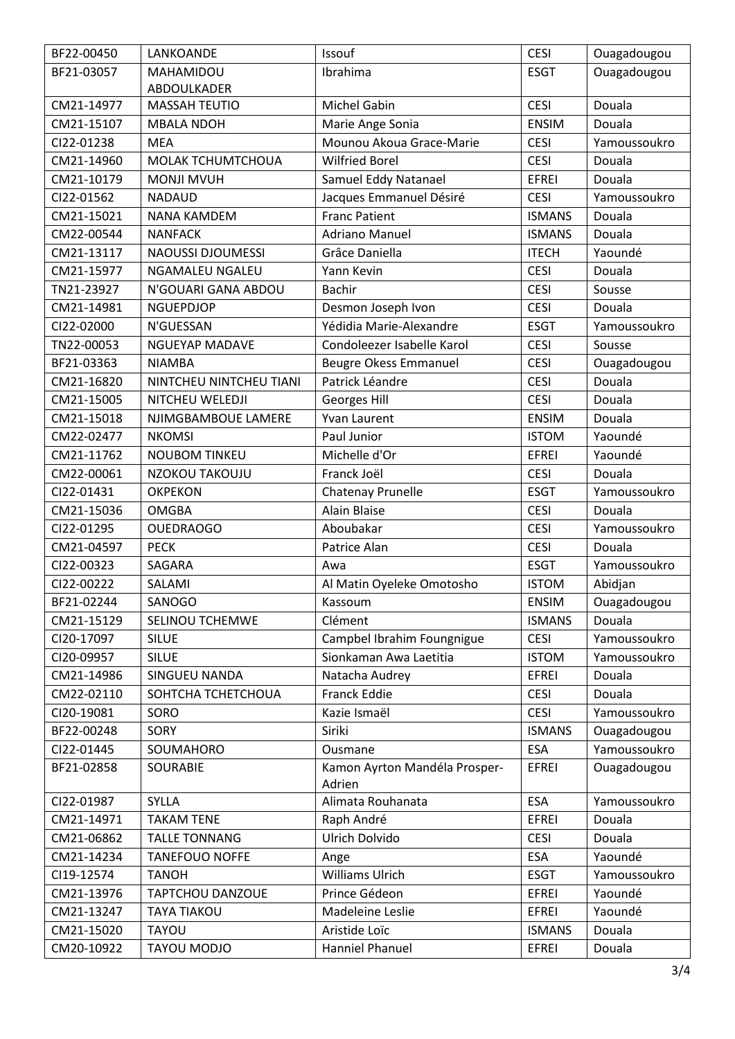| | | | | |
|---|---|---|---|---|
| BF22-00450 | LANKOANDE | Issouf | CESI | Ouagadougou |
| BF21-03057 | MAHAMIDOU ABDOULKADER | Ibrahima | ESGT | Ouagadougou |
| CM21-14977 | MASSAH TEUTIO | Michel Gabin | CESI | Douala |
| CM21-15107 | MBALA NDOH | Marie Ange Sonia | ENSIM | Douala |
| CI22-01238 | MEA | Mounou Akoua Grace-Marie | CESI | Yamoussoukro |
| CM21-14960 | MOLAK TCHUMTCHOUA | Wilfried Borel | CESI | Douala |
| CM21-10179 | MONJI MVUH | Samuel Eddy Natanael | EFREI | Douala |
| CI22-01562 | NADAUD | Jacques Emmanuel Désiré | CESI | Yamoussoukro |
| CM21-15021 | NANA KAMDEM | Franc Patient | ISMANS | Douala |
| CM22-00544 | NANFACK | Adriano Manuel | ISMANS | Douala |
| CM21-13117 | NAOUSSI DJOUMESSI | Grâce Daniella | ITECH | Yaoundé |
| CM21-15977 | NGAMALEU NGALEU | Yann Kevin | CESI | Douala |
| TN21-23927 | N'GOUARI GANA ABDOU | Bachir | CESI | Sousse |
| CM21-14981 | NGUEPDJOP | Desmon Joseph Ivon | CESI | Douala |
| CI22-02000 | N'GUESSAN | Yédidia Marie-Alexandre | ESGT | Yamoussoukro |
| TN22-00053 | NGUEYAP MADAVE | Condoleezer Isabelle Karol | CESI | Sousse |
| BF21-03363 | NIAMBA | Beugre Okess Emmanuel | CESI | Ouagadougou |
| CM21-16820 | NINTCHEU NINTCHEU TIANI | Patrick Léandre | CESI | Douala |
| CM21-15005 | NITCHEU WELEDJI | Georges Hill | CESI | Douala |
| CM21-15018 | NJIMGBAMBOUE LAMERE | Yvan Laurent | ENSIM | Douala |
| CM22-02477 | NKOMSI | Paul Junior | ISTOM | Yaoundé |
| CM21-11762 | NOUBOM TINKEU | Michelle d'Or | EFREI | Yaoundé |
| CM22-00061 | NZOKOU TAKOUJU | Franck Joël | CESI | Douala |
| CI22-01431 | OKPEKON | Chatenay Prunelle | ESGT | Yamoussoukro |
| CM21-15036 | OMGBA | Alain Blaise | CESI | Douala |
| CI22-01295 | OUEDRAOGO | Aboubakar | CESI | Yamoussoukro |
| CM21-04597 | PECK | Patrice Alan | CESI | Douala |
| CI22-00323 | SAGARA | Awa | ESGT | Yamoussoukro |
| CI22-00222 | SALAMI | Al Matin Oyeleke Omotosho | ISTOM | Abidjan |
| BF21-02244 | SANOGO | Kassoum | ENSIM | Ouagadougou |
| CM21-15129 | SELINOU TCHEMWE | Clément | ISMANS | Douala |
| CI20-17097 | SILUE | Campbel Ibrahim Foungnigue | CESI | Yamoussoukro |
| CI20-09957 | SILUE | Sionkaman Awa Laetitia | ISTOM | Yamoussoukro |
| CM21-14986 | SINGUEU NANDA | Natacha Audrey | EFREI | Douala |
| CM22-02110 | SOHTCHA TCHETCHOUA | Franck Eddie | CESI | Douala |
| CI20-19081 | SORO | Kazie Ismaël | CESI | Yamoussoukro |
| BF22-00248 | SORY | Siriki | ISMANS | Ouagadougou |
| CI22-01445 | SOUMAHORO | Ousmane | ESA | Yamoussoukro |
| BF21-02858 | SOURABIE | Kamon Ayrton Mandéla Prosper-Adrien | EFREI | Ouagadougou |
| CI22-01987 | SYLLA | Alimata Rouhanata | ESA | Yamoussoukro |
| CM21-14971 | TAKAM TENE | Raph André | EFREI | Douala |
| CM21-06862 | TALLE TONNANG | Ulrich Dolvido | CESI | Douala |
| CM21-14234 | TANEFOUO NOFFE | Ange | ESA | Yaoundé |
| CI19-12574 | TANOH | Williams Ulrich | ESGT | Yamoussoukro |
| CM21-13976 | TAPTCHOU DANZOUE | Prince Gédeon | EFREI | Yaoundé |
| CM21-13247 | TAYA TIAKOU | Madeleine Leslie | EFREI | Yaoundé |
| CM21-15020 | TAYOU | Aristide Loïc | ISMANS | Douala |
| CM20-10922 | TAYOU MODJO | Hanniel Phanuel | EFREI | Douala |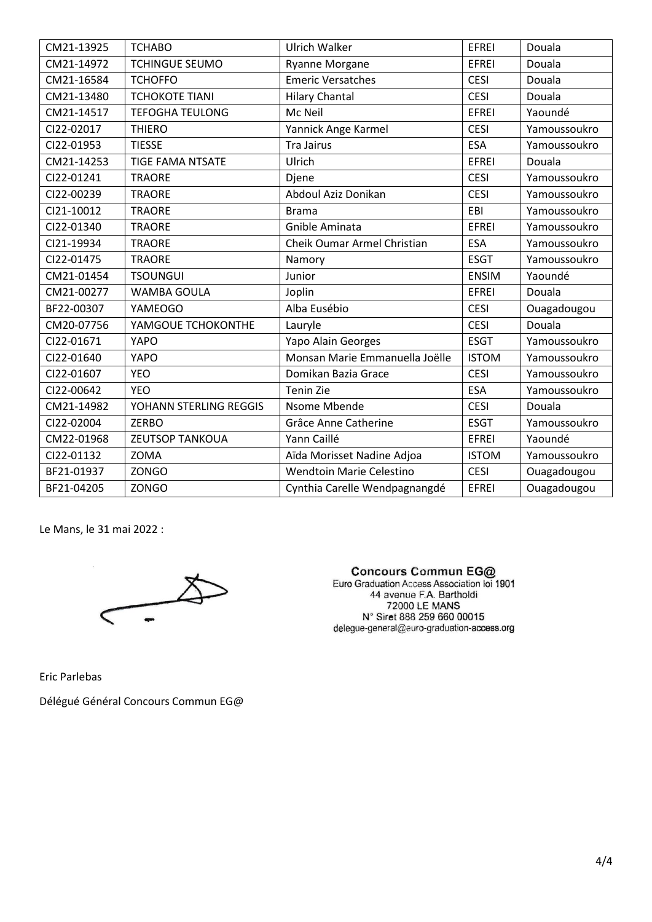| | | | | |
|---|---|---|---|---|
| CM21-13925 | TCHABO | Ulrich Walker | EFREI | Douala |
| CM21-14972 | TCHINGUE SEUMO | Ryanne Morgane | EFREI | Douala |
| CM21-16584 | TCHOFFO | Emeric Versatches | CESI | Douala |
| CM21-13480 | TCHOKOTE TIANI | Hilary Chantal | CESI | Douala |
| CM21-14517 | TEFOGHA TEULONG | Mc Neil | EFREI | Yaoundé |
| CI22-02017 | THIERO | Yannick Ange Karmel | CESI | Yamoussoukro |
| CI22-01953 | TIESSE | Tra Jairus | ESA | Yamoussoukro |
| CM21-14253 | TIGE FAMA NTSATE | Ulrich | EFREI | Douala |
| CI22-01241 | TRAORE | Djene | CESI | Yamoussoukro |
| CI22-00239 | TRAORE | Abdoul Aziz Donikan | CESI | Yamoussoukro |
| CI21-10012 | TRAORE | Brama | EBI | Yamoussoukro |
| CI22-01340 | TRAORE | Gnible Aminata | EFREI | Yamoussoukro |
| CI21-19934 | TRAORE | Cheik Oumar Armel Christian | ESA | Yamoussoukro |
| CI22-01475 | TRAORE | Namory | ESGT | Yamoussoukro |
| CM21-01454 | TSOUNGUI | Junior | ENSIM | Yaoundé |
| CM21-00277 | WAMBA GOULA | Joplin | EFREI | Douala |
| BF22-00307 | YAMEOGO | Alba Eusébio | CESI | Ouagadougou |
| CM20-07756 | YAMGOUE TCHOKONTHE | Lauryle | CESI | Douala |
| CI22-01671 | YAPO | Yapo Alain Georges | ESGT | Yamoussoukro |
| CI22-01640 | YAPO | Monsan Marie Emmanuella Joëlle | ISTOM | Yamoussoukro |
| CI22-01607 | YEO | Domikan Bazia Grace | CESI | Yamoussoukro |
| CI22-00642 | YEO | Tenin Zie | ESA | Yamoussoukro |
| CM21-14982 | YOHANN STERLING REGGIS | Nsome Mbende | CESI | Douala |
| CI22-02004 | ZERBO | Grâce Anne Catherine | ESGT | Yamoussoukro |
| CM22-01968 | ZEUTSOP TANKOUA | Yann Caillé | EFREI | Yaoundé |
| CI22-01132 | ZOMA | Aïda Morisset Nadine Adjoa | ISTOM | Yamoussoukro |
| BF21-01937 | ZONGO | Wendtoin Marie Celestino | CESI | Ouagadougou |
| BF21-04205 | ZONGO | Cynthia Carelle Wendpagnangdé | EFREI | Ouagadougou |

Le Mans, le 31 mai 2022 :

**Concours Commun EG@**
Euro Graduation Access Association loi 1901
44 avenue F.A. Bartholdi
72000 LE MANS
N° Siret 888 259 660 00015
delegue-general@euro-graduation-access.org

Eric Parlebas

Délégué Général Concours Commun EG@